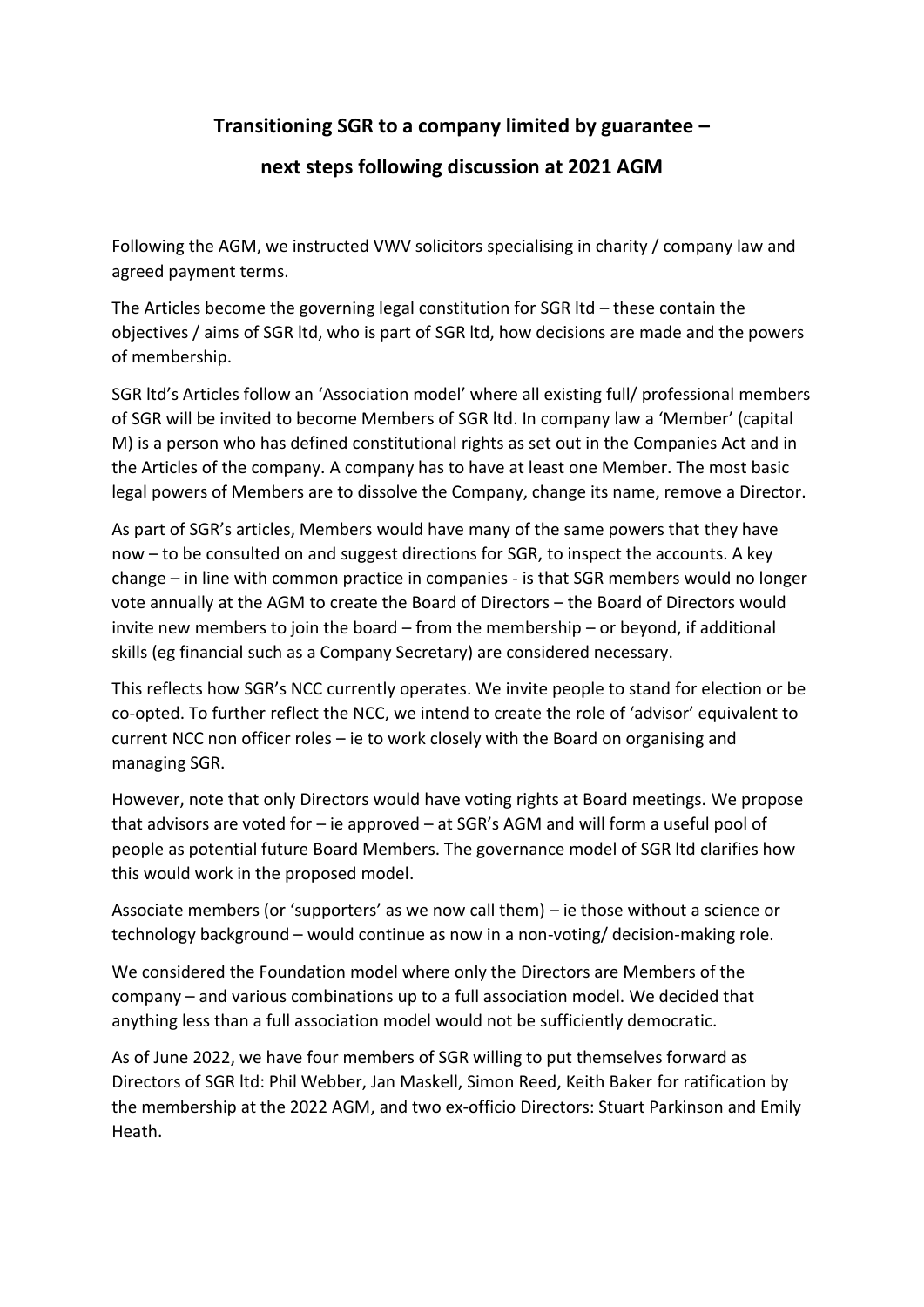# Transitioning SGR to a company limited by guarantee – next steps following discussion at 2021 AGM

Following the AGM, we instructed VWV solicitors specialising in charity / company law and agreed payment terms.

The Articles become the governing legal constitution for SGR ltd – these contain the objectives / aims of SGR ltd, who is part of SGR ltd, how decisions are made and the powers of membership.

SGR ltd's Articles follow an 'Association model' where all existing full/ professional members of SGR will be invited to become Members of SGR ltd. In company law a 'Member' (capital M) is a person who has defined constitutional rights as set out in the Companies Act and in the Articles of the company. A company has to have at least one Member. The most basic legal powers of Members are to dissolve the Company, change its name, remove a Director.

As part of SGR's articles, Members would have many of the same powers that they have now – to be consulted on and suggest directions for SGR, to inspect the accounts. A key change – in line with common practice in companies - is that SGR members would no longer vote annually at the AGM to create the Board of Directors – the Board of Directors would invite new members to join the board – from the membership – or beyond, if additional skills (eg financial such as a Company Secretary) are considered necessary.

This reflects how SGR's NCC currently operates. We invite people to stand for election or be co-opted. To further reflect the NCC, we intend to create the role of 'advisor' equivalent to current NCC non officer roles – ie to work closely with the Board on organising and managing SGR.

However, note that only Directors would have voting rights at Board meetings. We propose that advisors are voted for – ie approved – at SGR's AGM and will form a useful pool of people as potential future Board Members. The governance model of SGR ltd clarifies how this would work in the proposed model.

Associate members (or 'supporters' as we now call them) – ie those without a science or technology background – would continue as now in a non-voting/ decision-making role.

We considered the Foundation model where only the Directors are Members of the company – and various combinations up to a full association model. We decided that anything less than a full association model would not be sufficiently democratic.

As of June 2022, we have four members of SGR willing to put themselves forward as Directors of SGR ltd: Phil Webber, Jan Maskell, Simon Reed, Keith Baker for ratification by the membership at the 2022 AGM, and two ex-officio Directors: Stuart Parkinson and Emily Heath.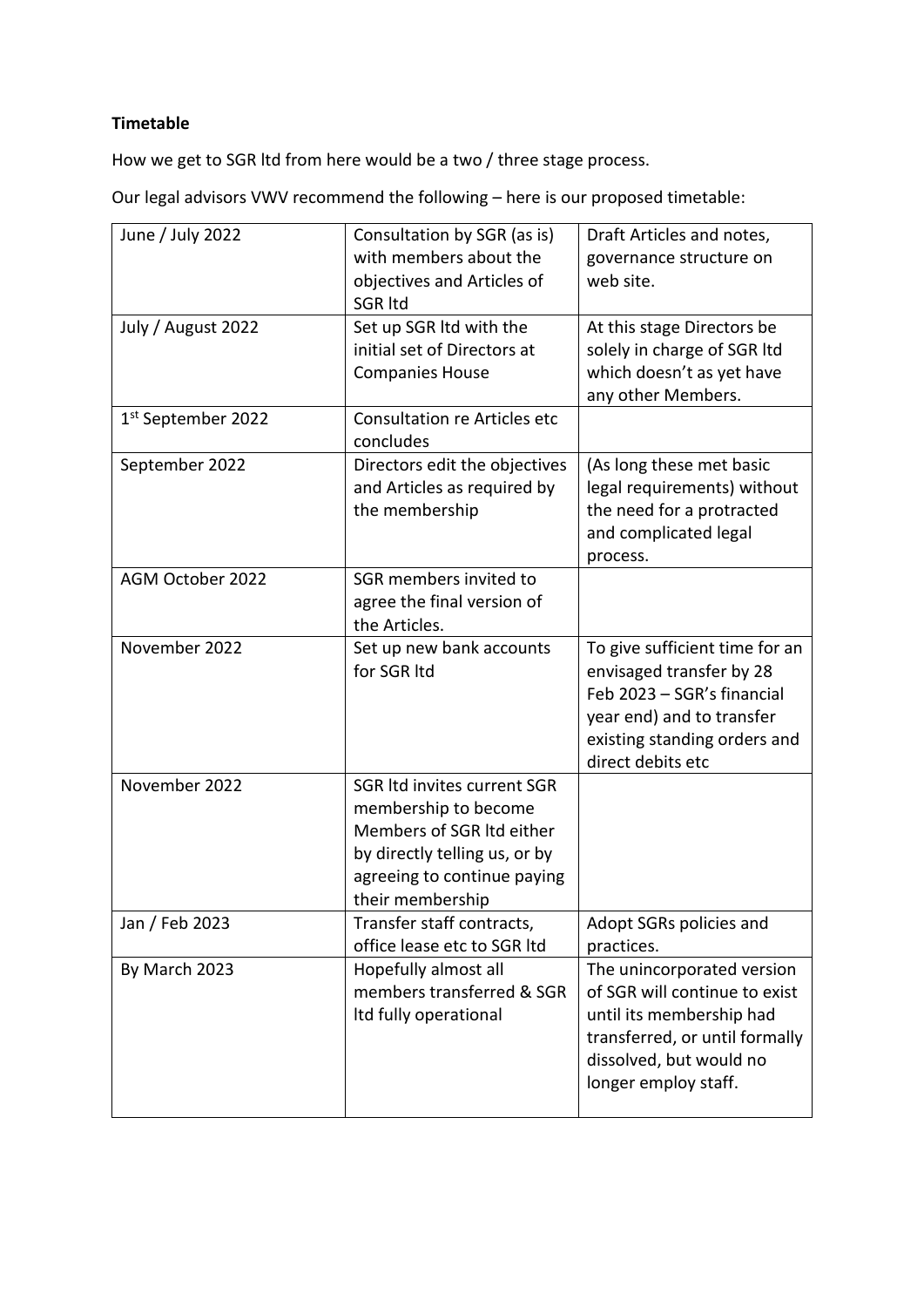**Timetable**

How we get to SGR ltd from here would be a two / three stage process.

Our legal advisors VWV recommend the following – here is our proposed timetable:

| | | |
|---|---|---|
| June / July 2022 | Consultation by SGR (as is) with members about the objectives and Articles of SGR ltd | Draft Articles and notes, governance structure on web site. |
| July / August 2022 | Set up SGR ltd with the initial set of Directors at Companies House | At this stage Directors be solely in charge of SGR ltd which doesn't as yet have any other Members. |
| 1st September 2022 | Consultation re Articles etc concludes | |
| September 2022 | Directors edit the objectives and Articles as required by the membership | (As long these met basic legal requirements) without the need for a protracted and complicated legal process. |
| AGM October 2022 | SGR members invited to agree the final version of the Articles. | |
| November 2022 | Set up new bank accounts for SGR ltd | To give sufficient time for an envisaged transfer by 28 Feb 2023 – SGR's financial year end) and to transfer existing standing orders and direct debits etc |
| November 2022 | SGR ltd invites current SGR membership to become Members of SGR ltd either by directly telling us, or by agreeing to continue paying their membership | |
| Jan / Feb 2023 | Transfer staff contracts, office lease etc to SGR ltd | Adopt SGRs policies and practices. |
| By March 2023 | Hopefully almost all members transferred & SGR ltd fully operational | The unincorporated version of SGR will continue to exist until its membership had transferred, or until formally dissolved, but would no longer employ staff. |